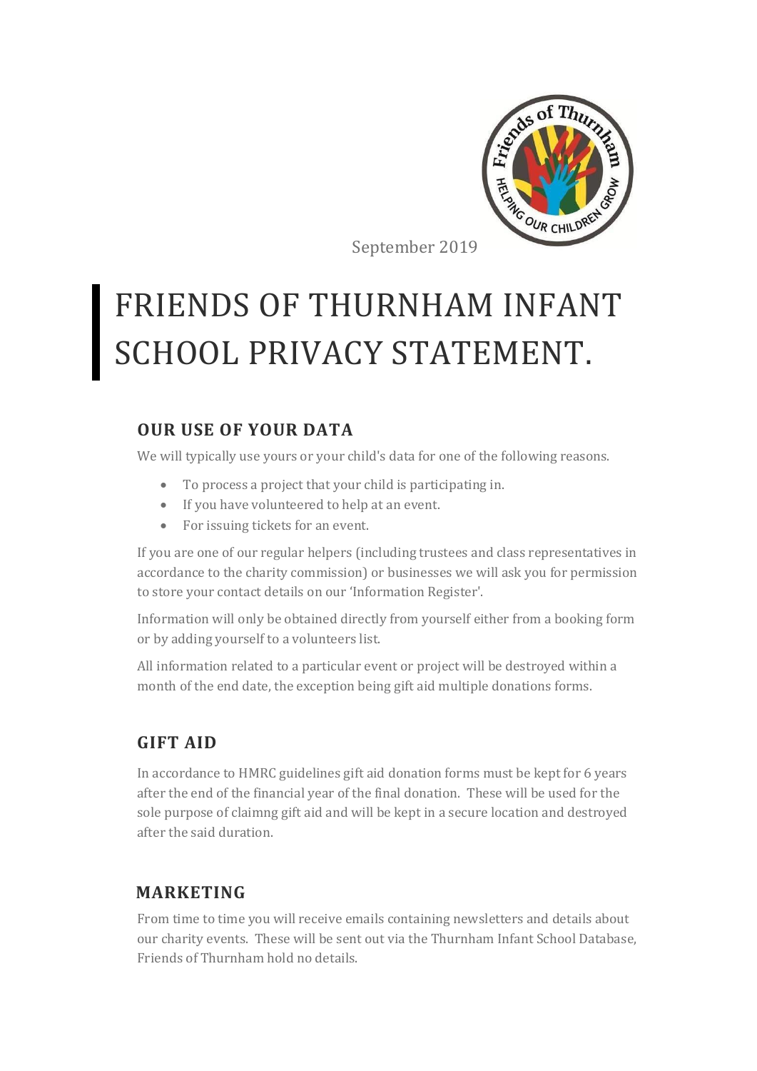September 2019

# FRIENDS OF THURNHAM INFANT SCHOOL PRIVACY STATEMENT.

## OUR USE OF YOUR DATA

We will typically use yours or your child's data for one of the following reasons.

- To process a project that your child is participating in.
- If you have volunteered to help at an event.
- For issuing tickets for an event.

If you are one of our regular helpers (including trustees and class representatives in accordance to the charity commission) or businesses we will ask you for permission to store your contact details on our 'Information Register'.

Information will only be obtained directly from yourself either from a booking form or by adding yourself to a volunteers list.

All information related to a particular event or project will be destroyed within a month of the end date, the exception being gift aid multiple donations forms.

## GIFT AID

In accordance to HMRC guidelines gift aid donation forms must be kept for 6 years after the end of the financial year of the final donation. These will be used for the sole purpose of claimng gift aid and will be kept in a secure location and destroyed after the said duration.

## MARKETING

From time to time you will receive emails containing newsletters and details about our charity events. These will be sent out via the Thurnham Infant School Database, Friends of Thurnham hold no details.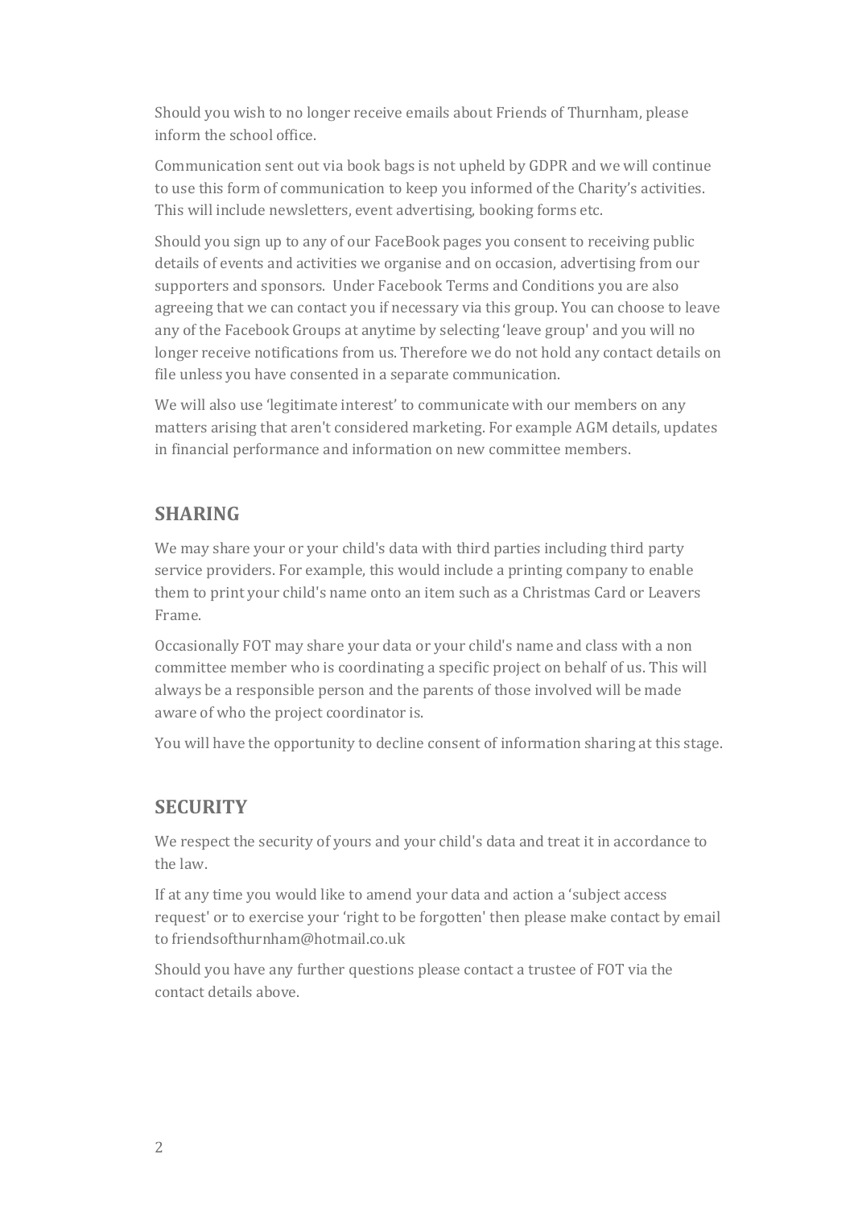Should you wish to no longer receive emails about Friends of Thurnham, please inform the school office.

Communication sent out via book bags is not upheld by GDPR and we will continue to use this form of communication to keep you informed of the Charity's activities. This will include newsletters, event advertising, booking forms etc.

Should you sign up to any of our FaceBook pages you consent to receiving public details of events and activities we organise and on occasion, advertising from our supporters and sponsors. Under Facebook Terms and Conditions you are also agreeing that we can contact you if necessary via this group. You can choose to leave any of the Facebook Groups at anytime by selecting 'leave group' and you will no longer receive notifications from us. Therefore we do not hold any contact details on file unless you have consented in a separate communication.

We will also use 'legitimate interest' to communicate with our members on any matters arising that aren't considered marketing. For example AGM details, updates in financial performance and information on new committee members.

## SHARING

We may share your or your child's data with third parties including third party service providers. For example, this would include a printing company to enable them to print your child's name onto an item such as a Christmas Card or Leavers Frame.

Occasionally FOT may share your data or your child's name and class with a non committee member who is coordinating a specific project on behalf of us. This will always be a responsible person and the parents of those involved will be made aware of who the project coordinator is.

You will have the opportunity to decline consent of information sharing at this stage.

## SECURITY

We respect the security of yours and your child's data and treat it in accordance to the law.

If at any time you would like to amend your data and action a 'subject access request' or to exercise your 'right to be forgotten' then please make contact by email to friendsofthurnham@hotmail.co.uk

Should you have any further questions please contact a trustee of FOT via the contact details above.